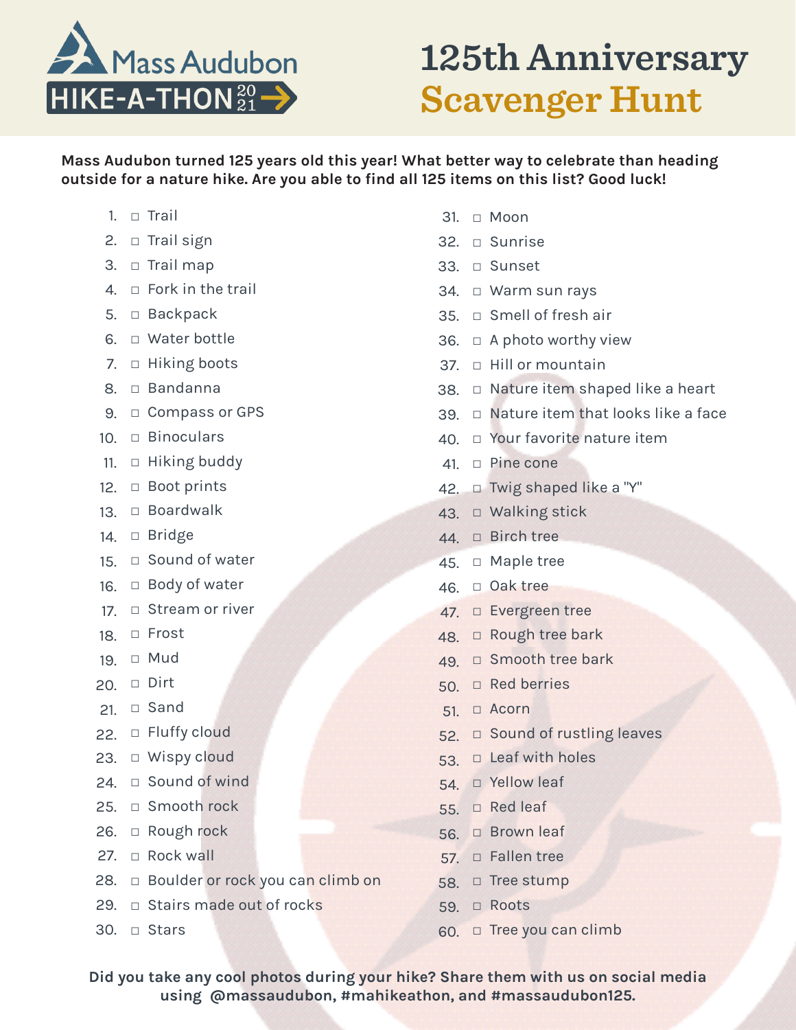# Mass Audubon HIKE-A-THON 2021

# 125th Anniversary Scavenger Hunt

**Mass Audubon turned 125 years old this year! What better way to celebrate than heading outside for a nature hike. Are you able to find all 125 items on this list? Good luck!**

1. □ Trail
2. □ Trail sign
3. □ Trail map
4. □ Fork in the trail
5. □ Backpack
6. □ Water bottle
7. □ Hiking boots
8. □ Bandanna
9. □ Compass or GPS
10. □ Binoculars
11. □ Hiking buddy
12. □ Boot prints
13. □ Boardwalk
14. □ Bridge
15. □ Sound of water
16. □ Body of water
17. □ Stream or river
18. □ Frost
19. □ Mud
20. □ Dirt
21. □ Sand
22. □ Fluffy cloud
23. □ Wispy cloud
24. □ Sound of wind
25. □ Smooth rock
26. □ Rough rock
27. □ Rock wall
28. □ Boulder or rock you can climb on
29. □ Stairs made out of rocks
30. □ Stars
31. □ Moon
32. □ Sunrise
33. □ Sunset
34. □ Warm sun rays
35. □ Smell of fresh air
36. □ A photo worthy view
37. □ Hill or mountain
38. □ Nature item shaped like a heart
39. □ Nature item that looks like a face
40. □ Your favorite nature item
41. □ Pine cone
42. □ Twig shaped like a "Y"
43. □ Walking stick
44. □ Birch tree
45. □ Maple tree
46. □ Oak tree
47. □ Evergreen tree
48. □ Rough tree bark
49. □ Smooth tree bark
50. □ Red berries
51. □ Acorn
52. □ Sound of rustling leaves
53. □ Leaf with holes
54. □ Yellow leaf
55. □ Red leaf
56. □ Brown leaf
57. □ Fallen tree
58. □ Tree stump
59. □ Roots
60. □ Tree you can climb

**Did you take any cool photos during your hike? Share them with us on social media using @massaudubon, #mahikeathon, and #massaudubon125.**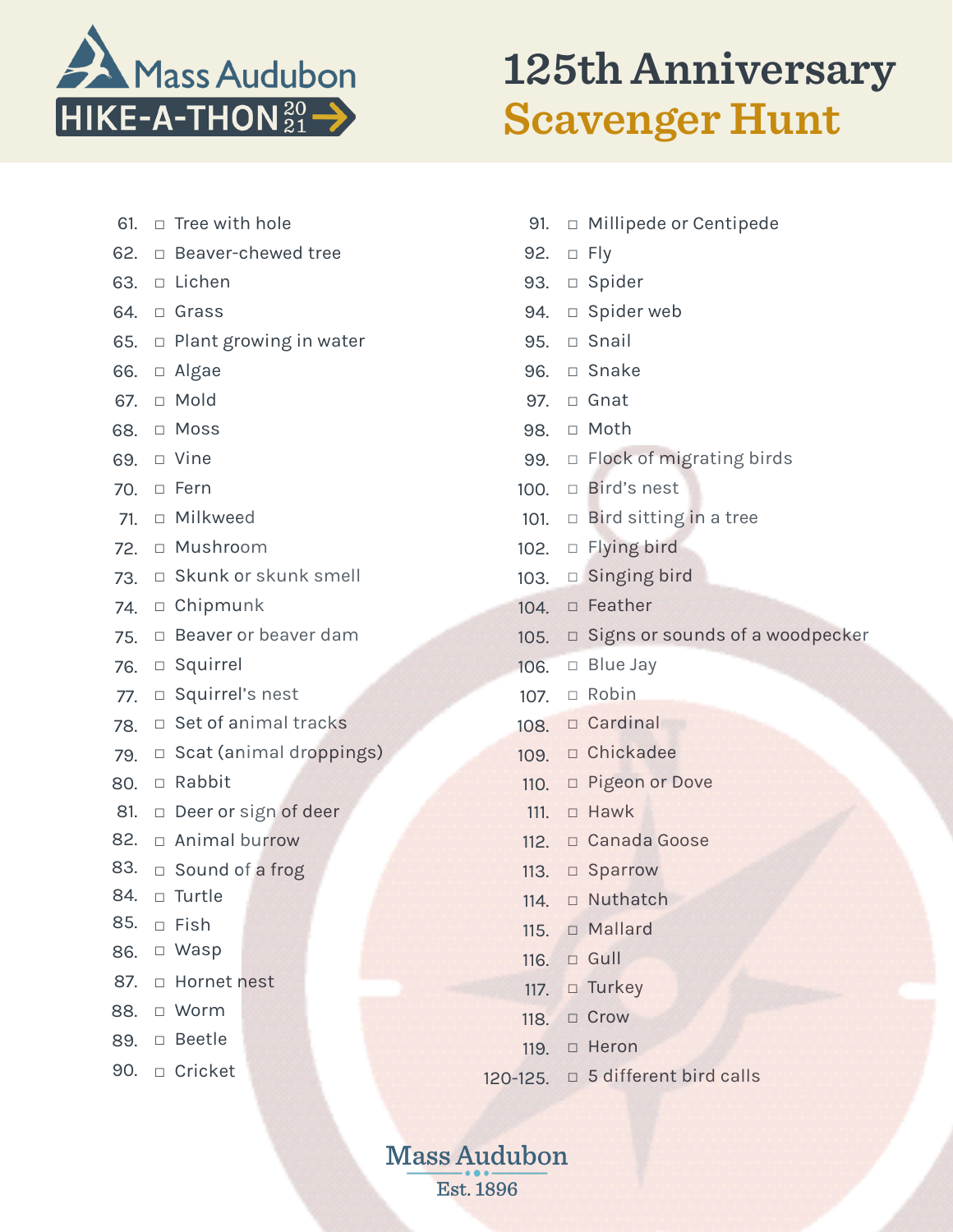Mass Audubon HIKE-A-THON 2021

# 125th Anniversary Scavenger Hunt

61. ☐ Tree with hole
62. ☐ Beaver-chewed tree
63. ☐ Lichen
64. ☐ Grass
65. ☐ Plant growing in water
66. ☐ Algae
67. ☐ Mold
68. ☐ Moss
69. ☐ Vine
70. ☐ Fern
71. ☐ Milkweed
72. ☐ Mushroom
73. ☐ Skunk or skunk smell
74. ☐ Chipmunk
75. ☐ Beaver or beaver dam
76. ☐ Squirrel
77. ☐ Squirrel's nest
78. ☐ Set of animal tracks
79. ☐ Scat (animal droppings)
80. ☐ Rabbit
81. ☐ Deer or sign of deer
82. ☐ Animal burrow
83. ☐ Sound of a frog
84. ☐ Turtle
85. ☐ Fish
86. ☐ Wasp
87. ☐ Hornet nest
88. ☐ Worm
89. ☐ Beetle
90. ☐ Cricket
91. ☐ Millipede or Centipede
92. ☐ Fly
93. ☐ Spider
94. ☐ Spider web
95. ☐ Snail
96. ☐ Snake
97. ☐ Gnat
98. ☐ Moth
99. ☐ Flock of migrating birds
100. ☐ Bird's nest
101. ☐ Bird sitting in a tree
102. ☐ Flying bird
103. ☐ Singing bird
104. ☐ Feather
105. ☐ Signs or sounds of a woodpecker
106. ☐ Blue Jay
107. ☐ Robin
108. ☐ Cardinal
109. ☐ Chickadee
110. ☐ Pigeon or Dove
111. ☐ Hawk
112. ☐ Canada Goose
113. ☐ Sparrow
114. ☐ Nuthatch
115. ☐ Mallard
116. ☐ Gull
117. ☐ Turkey
118. ☐ Crow
119. ☐ Heron

120-125. ☐ 5 different bird calls

Mass Audubon
Est. 1896